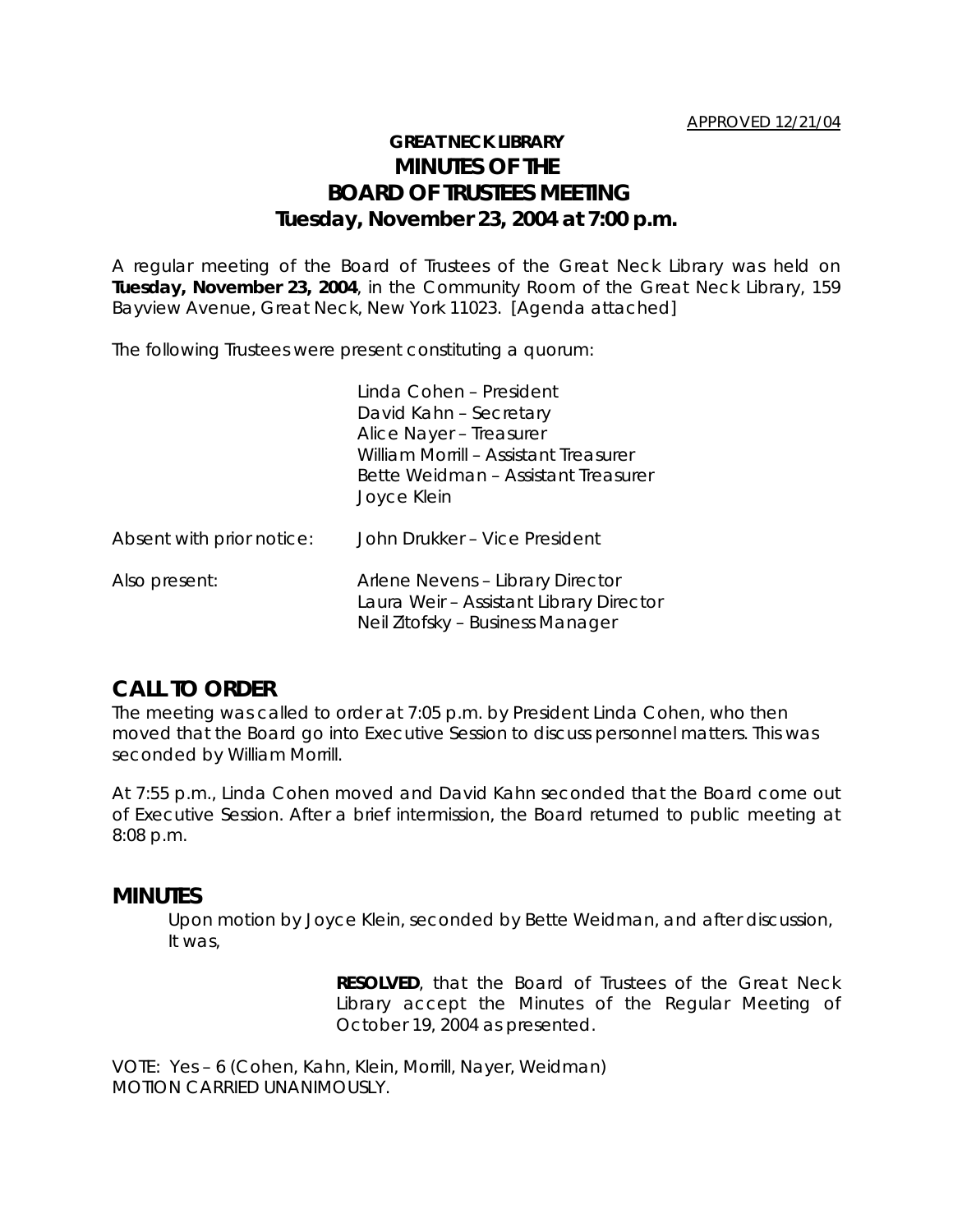APPROVED 12/21/04

# GREAT NECK LIBRARY
# MINUTES OF THE
# BOARD OF TRUSTEES MEETING
## Tuesday, November 23, 2004 at 7:00 p.m.

A regular meeting of the Board of Trustees of the Great Neck Library was held on **Tuesday, November 23, 2004**, in the Community Room of the Great Neck Library, 159 Bayview Avenue, Great Neck, New York 11023. [Agenda attached]

The following Trustees were present constituting a quorum:

Linda Cohen – President
David Kahn – Secretary
Alice Nayer – Treasurer
William Morrill – Assistant Treasurer
Bette Weidman – Assistant Treasurer
Joyce Klein

Absent with prior notice: John Drukker – Vice President

Also present:
Arlene Nevens – Library Director
Laura Weir – Assistant Library Director
Neil Zitofsky – Business Manager

## CALL TO ORDER

The meeting was called to order at 7:05 p.m. by President Linda Cohen, who then moved that the Board go into Executive Session to discuss personnel matters. This was seconded by William Morrill.

At 7:55 p.m., Linda Cohen moved and David Kahn seconded that the Board come out of Executive Session. After a brief intermission, the Board returned to public meeting at 8:08 p.m.

## MINUTES

Upon motion by Joyce Klein, seconded by Bette Weidman, and after discussion, It was,

> **RESOLVED**, that the Board of Trustees of the Great Neck Library accept the Minutes of the Regular Meeting of October 19, 2004 as presented.

VOTE: Yes – 6 (Cohen, Kahn, Klein, Morrill, Nayer, Weidman)
MOTION CARRIED UNANIMOUSLY.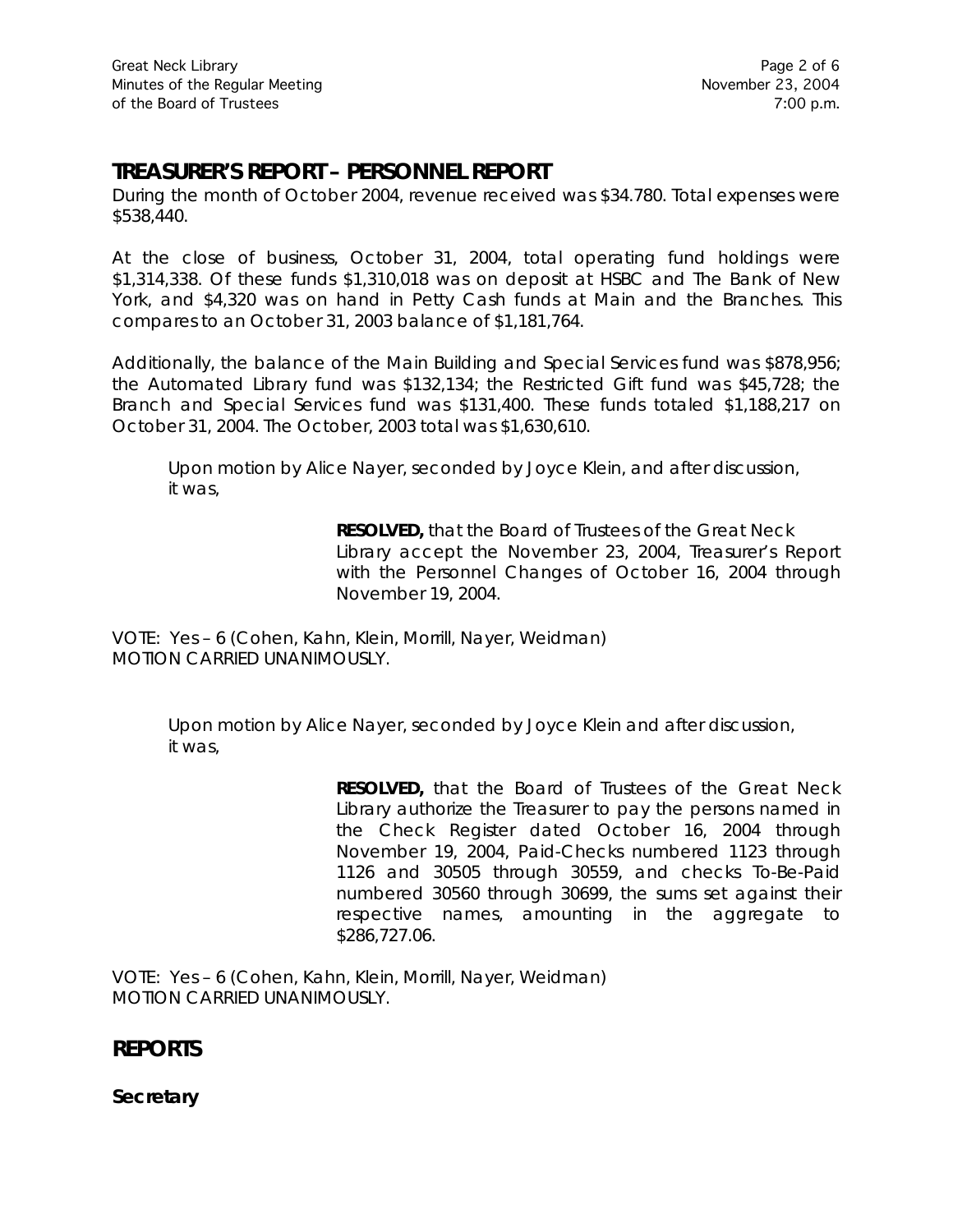## TREASURER'S REPORT – PERSONNEL REPORT

During the month of October 2004, revenue received was $34.780. Total expenses were $538,440.

At the close of business, October 31, 2004, total operating fund holdings were $1,314,338. Of these funds $1,310,018 was on deposit at HSBC and The Bank of New York, and $4,320 was on hand in Petty Cash funds at Main and the Branches. This compares to an October 31, 2003 balance of $1,181,764.

Additionally, the balance of the Main Building and Special Services fund was $878,956; the Automated Library fund was $132,134; the Restricted Gift fund was $45,728; the Branch and Special Services fund was $131,400. These funds totaled $1,188,217 on October 31, 2004. The October, 2003 total was $1,630,610.

> Upon motion by Alice Nayer, seconded by Joyce Klein, and after discussion, it was,
>
> > **RESOLVED,** that the Board of Trustees of the Great Neck Library accept the November 23, 2004, Treasurer's Report with the Personnel Changes of October 16, 2004 through November 19, 2004.

VOTE: Yes – 6 (Cohen, Kahn, Klein, Morrill, Nayer, Weidman)
MOTION CARRIED UNANIMOUSLY.

> Upon motion by Alice Nayer, seconded by Joyce Klein and after discussion, it was,
>
> > **RESOLVED,** that the Board of Trustees of the Great Neck Library authorize the Treasurer to pay the persons named in the Check Register dated October 16, 2004 through November 19, 2004, Paid-Checks numbered 1123 through 1126 and 30505 through 30559, and checks To-Be-Paid numbered 30560 through 30699, the sums set against their respective names, amounting in the aggregate to $286,727.06.

VOTE: Yes – 6 (Cohen, Kahn, Klein, Morrill, Nayer, Weidman)
MOTION CARRIED UNANIMOUSLY.

## REPORTS

### Secretary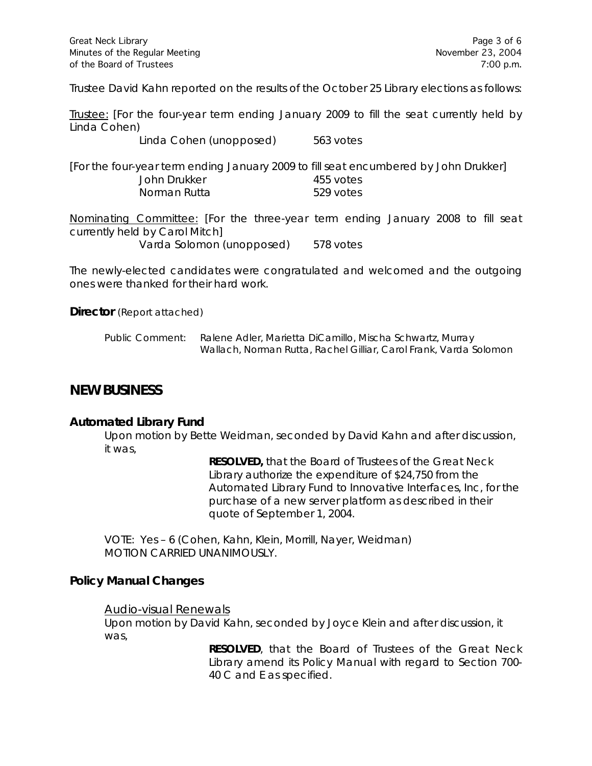Trustee David Kahn reported on the results of the October 25 Library elections as follows:

Trustee: [For the four-year term ending January 2009 to fill the seat currently held by Linda Cohen)

Linda Cohen (unopposed) 563 votes

[For the four-year term ending January 2009 to fill seat encumbered by John Drukker]

John Drukker 455 votes
Norman Rutta 529 votes

Nominating Committee: [For the three-year term ending January 2008 to fill seat currently held by Carol Mitch]

Varda Solomon (unopposed) 578 votes

The newly-elected candidates were congratulated and welcomed and the outgoing ones were thanked for their hard work.

**Director** (Report attached)

Public Comment: Ralene Adler, Marietta DiCamillo, Mischa Schwartz, Murray Wallach, Norman Rutta, Rachel Gilliar, Carol Frank, Varda Solomon

## NEW BUSINESS

### Automated Library Fund

Upon motion by Bette Weidman, seconded by David Kahn and after discussion, it was,

**RESOLVED,** that the Board of Trustees of the Great Neck Library authorize the expenditure of $24,750 from the Automated Library Fund to Innovative Interfaces, Inc, for the purchase of a new server platform as described in their quote of September 1, 2004.

VOTE: Yes – 6 (Cohen, Kahn, Klein, Morrill, Nayer, Weidman)
MOTION CARRIED UNANIMOUSLY.

### Policy Manual Changes

Audio-visual Renewals

Upon motion by David Kahn, seconded by Joyce Klein and after discussion, it was,

**RESOLVED**, that the Board of Trustees of the Great Neck Library amend its Policy Manual with regard to Section 700-40 C and E as specified.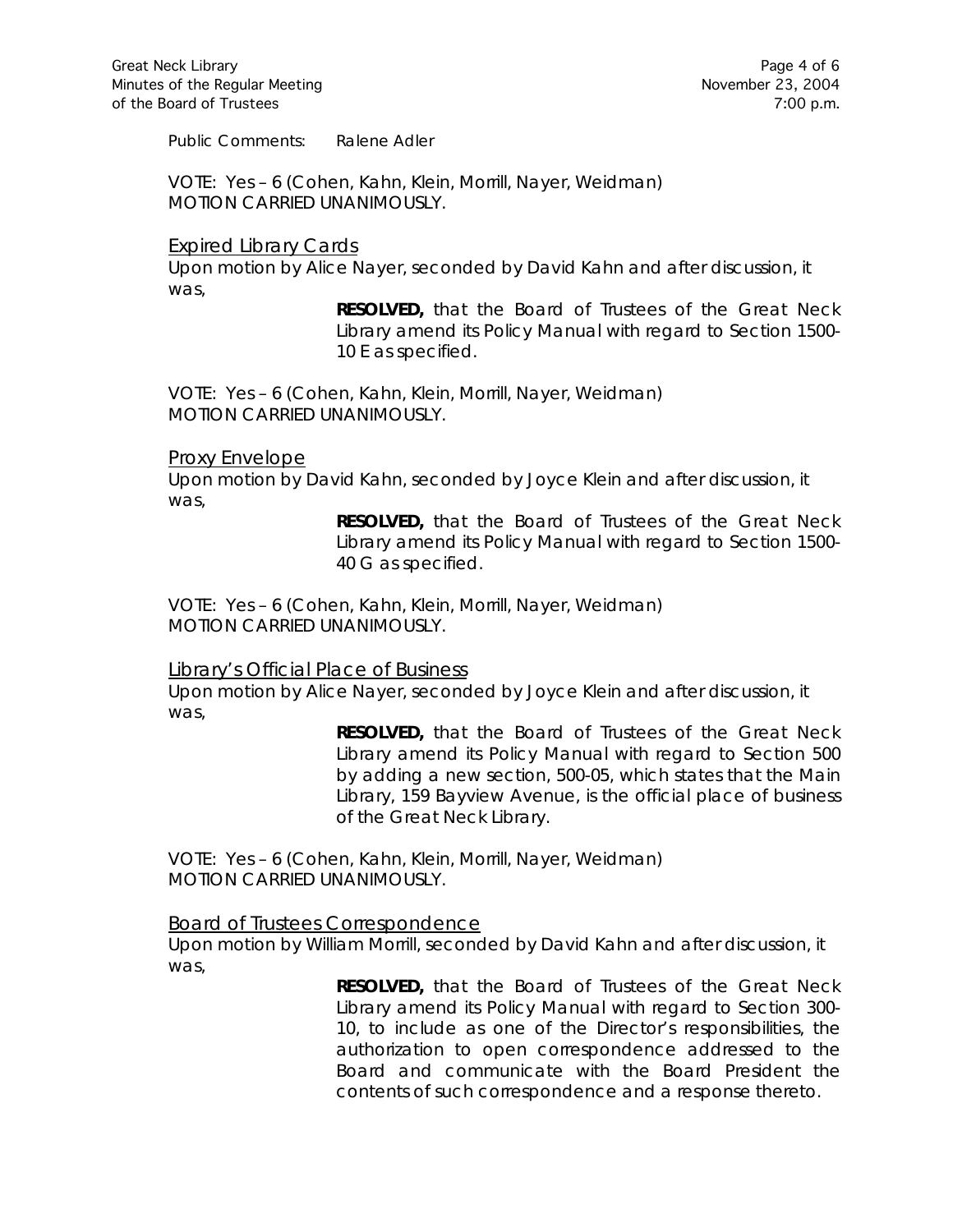Public Comments: Ralene Adler

VOTE: Yes – 6 (Cohen, Kahn, Klein, Morrill, Nayer, Weidman)
MOTION CARRIED UNANIMOUSLY.

<u>Expired Library Cards</u>

Upon motion by Alice Nayer, seconded by David Kahn and after discussion, it was,

> **RESOLVED,** that the Board of Trustees of the Great Neck Library amend its Policy Manual with regard to Section 1500-10 E as specified.

VOTE: Yes – 6 (Cohen, Kahn, Klein, Morrill, Nayer, Weidman)
MOTION CARRIED UNANIMOUSLY.

<u>Proxy Envelope</u>

Upon motion by David Kahn, seconded by Joyce Klein and after discussion, it was,

> **RESOLVED,** that the Board of Trustees of the Great Neck Library amend its Policy Manual with regard to Section 1500-40 G as specified.

VOTE: Yes – 6 (Cohen, Kahn, Klein, Morrill, Nayer, Weidman)
MOTION CARRIED UNANIMOUSLY.

<u>Library's Official Place of Business</u>

Upon motion by Alice Nayer, seconded by Joyce Klein and after discussion, it was,

> **RESOLVED,** that the Board of Trustees of the Great Neck Library amend its Policy Manual with regard to Section 500 by adding a new section, 500-05, which states that the Main Library, 159 Bayview Avenue, is the official place of business of the Great Neck Library.

VOTE: Yes – 6 (Cohen, Kahn, Klein, Morrill, Nayer, Weidman)
MOTION CARRIED UNANIMOUSLY.

<u>Board of Trustees Correspondence</u>

Upon motion by William Morrill, seconded by David Kahn and after discussion, it was,

> **RESOLVED,** that the Board of Trustees of the Great Neck Library amend its Policy Manual with regard to Section 300-10, to include as one of the Director's responsibilities, the authorization to open correspondence addressed to the Board and communicate with the Board President the contents of such correspondence and a response thereto.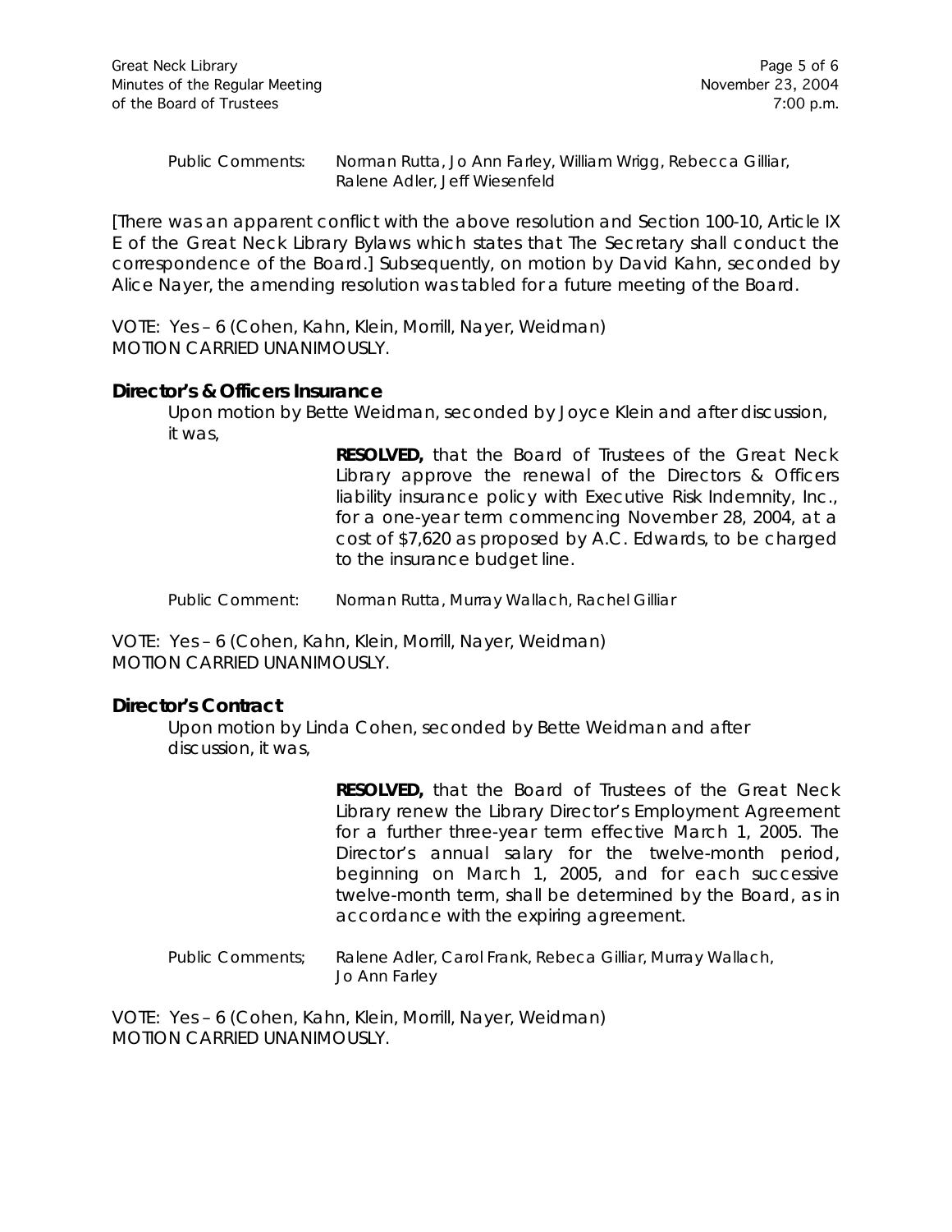Public Comments: Norman Rutta, Jo Ann Farley, William Wrigg, Rebecca Gilliar, Ralene Adler, Jeff Wiesenfeld

[There was an apparent conflict with the above resolution and Section 100-10, Article IX E of the Great Neck Library Bylaws which states that The Secretary shall conduct the correspondence of the Board.] Subsequently, on motion by David Kahn, seconded by Alice Nayer, the amending resolution was tabled for a future meeting of the Board.

VOTE: Yes – 6 (Cohen, Kahn, Klein, Morrill, Nayer, Weidman)
MOTION CARRIED UNANIMOUSLY.

### Director's & Officers Insurance

Upon motion by Bette Weidman, seconded by Joyce Klein and after discussion, it was,

> **RESOLVED,** that the Board of Trustees of the Great Neck Library approve the renewal of the Directors & Officers liability insurance policy with Executive Risk Indemnity, Inc., for a one-year term commencing November 28, 2004, at a cost of $7,620 as proposed by A.C. Edwards, to be charged to the insurance budget line.

Public Comment: Norman Rutta, Murray Wallach, Rachel Gilliar

VOTE: Yes – 6 (Cohen, Kahn, Klein, Morrill, Nayer, Weidman)
MOTION CARRIED UNANIMOUSLY.

### Director's Contract

Upon motion by Linda Cohen, seconded by Bette Weidman and after discussion, it was,

> **RESOLVED,** that the Board of Trustees of the Great Neck Library renew the Library Director's Employment Agreement for a further three-year term effective March 1, 2005. The Director's annual salary for the twelve-month period, beginning on March 1, 2005, and for each successive twelve-month term, shall be determined by the Board, as in accordance with the expiring agreement.

Public Comments; Ralene Adler, Carol Frank, Rebeca Gilliar, Murray Wallach, Jo Ann Farley

VOTE: Yes – 6 (Cohen, Kahn, Klein, Morrill, Nayer, Weidman)
MOTION CARRIED UNANIMOUSLY.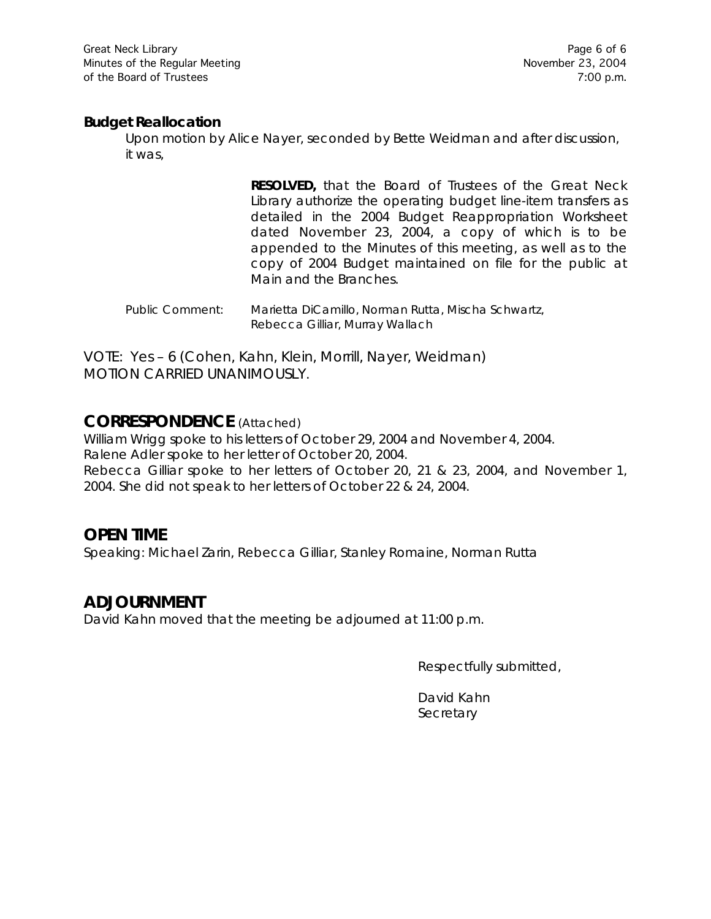### Budget Reallocation

Upon motion by Alice Nayer, seconded by Bette Weidman and after discussion, it was,

> **RESOLVED,** that the Board of Trustees of the Great Neck Library authorize the operating budget line-item transfers as detailed in the 2004 Budget Reappropriation Worksheet dated November 23, 2004, a copy of which is to be appended to the Minutes of this meeting, as well as to the copy of 2004 Budget maintained on file for the public at Main and the Branches.

Public Comment: Marietta DiCamillo, Norman Rutta, Mischa Schwartz, Rebecca Gilliar, Murray Wallach

VOTE: Yes – 6 (Cohen, Kahn, Klein, Morrill, Nayer, Weidman)
MOTION CARRIED UNANIMOUSLY.

## CORRESPONDENCE (Attached)

William Wrigg spoke to his letters of October 29, 2004 and November 4, 2004.
Ralene Adler spoke to her letter of October 20, 2004.
Rebecca Gilliar spoke to her letters of October 20, 21 & 23, 2004, and November 1, 2004. She did not speak to her letters of October 22 & 24, 2004.

## OPEN TIME

Speaking: Michael Zarin, Rebecca Gilliar, Stanley Romaine, Norman Rutta

## ADJOURNMENT

David Kahn moved that the meeting be adjourned at 11:00 p.m.

Respectfully submitted,

David Kahn
Secretary